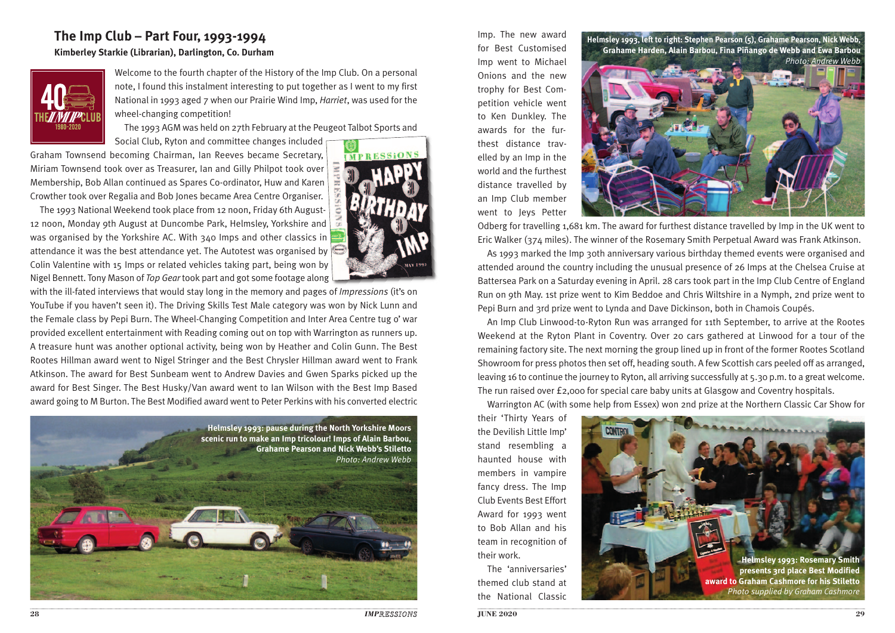# The Imp Club – Part Four, 1993-1994

**Kimberley Starkie (Librarian), Darlington, Co. Durham**

Welcome to the fourth chapter of the History of the Imp Club. On a personal note, I found this instalment interesting to put together as I went to my first National in 1993 aged 7 when our Prairie Wind Imp, *Harriet*, was used for the wheel-changing competition!

The 1993 AGM was held on 27th February at the Peugeot Talbot Sports and Social Club, Ryton and committee changes included Graham Townsend becoming Chairman, Ian Reeves became Secretary, Miriam Townsend took over as Treasurer, Ian and Gilly Philpot took over Membership, Bob Allan continued as Spares Co-ordinator, Huw and Karen Crowther took over Regalia and Bob Jones became Area Centre Organiser.

The 1993 National Weekend took place from 12 noon, Friday 6th August-12 noon, Monday 9th August at Duncombe Park, Helmsley, Yorkshire and was organised by the Yorkshire AC. With 340 Imps and other classics in attendance it was the best attendance yet. The Autotest was organised by Colin Valentine with 15 Imps or related vehicles taking part, being won by Nigel Bennett. Tony Mason of *Top Gear* took part and got some footage along with the ill-fated interviews that would stay long in the memory and pages of *Impressions* (it's on YouTube if you haven't seen it). The Driving Skills Test Male category was won by Nick Lunn and the Female class by Pepi Burn. The Wheel-Changing Competition and Inter Area Centre tug o' war provided excellent entertainment with Reading coming out on top with Warrington as runners up. A treasure hunt was another optional activity, being won by Heather and Colin Gunn. The Best Rootes Hillman award went to Nigel Stringer and the Best Chrysler Hillman award went to Frank Atkinson. The award for Best Sunbeam went to Andrew Davies and Gwen Sparks picked up the award for Best Singer. The Best Husky/Van award went to Ian Wilson with the Best Imp Based award going to M Burton. The Best Modified award went to Peter Perkins with his converted electric Imp. The new award for Best Customised Imp went to Michael Onions and the new trophy for Best Competition vehicle went to Ken Dunkley. The awards for the furthest distance travelled by an Imp in the world and the furthest distance travelled by an Imp Club member went to Jeys Petter Odberg for travelling 1,681 km. The award for furthest distance travelled by Imp in the UK went to Eric Walker (374 miles). The winner of the Rosemary Smith Perpetual Award was Frank Atkinson.

Helmsley 1993: pause during the North Yorkshire Moors scenic run to make an Imp tricolour! Imps of Alain Barbou, Grahame Pearson and Nick Webb's Stiletto *Photo: Andrew Webb*

Helmsley 1993, left to right: Stephen Pearson (5), Grahame Pearson, Nick Webb, Grahame Harden, Alain Barbou, Fina Piñango de Webb and Ewa Barbou *Photo: Andrew Webb*

As 1993 marked the Imp 30th anniversary various birthday themed events were organised and attended around the country including the unusual presence of 26 Imps at the Chelsea Cruise at Battersea Park on a Saturday evening in April. 28 cars took part in the Imp Club Centre of England Run on 9th May. 1st prize went to Kim Beddoe and Chris Wiltshire in a Nymph, 2nd prize went to Pepi Burn and 3rd prize went to Lynda and Dave Dickinson, both in Chamois Coupés.

An Imp Club Linwood-to-Ryton Run was arranged for 11th September, to arrive at the Rootes Weekend at the Ryton Plant in Coventry. Over 20 cars gathered at Linwood for a tour of the remaining factory site. The next morning the group lined up in front of the former Rootes Scotland Showroom for press photos then set off, heading south. A few Scottish cars peeled off as arranged, leaving 16 to continue the journey to Ryton, all arriving successfully at 5.30 p.m. to a great welcome. The run raised over £2,000 for special care baby units at Glasgow and Coventry hospitals.

Warrington AC (with some help from Essex) won 2nd prize at the Northern Classic Car Show for their 'Thirty Years of the Devilish Little Imp' stand resembling a haunted house with members in vampire fancy dress. The Imp Club Events Best Effort Award for 1993 went to Bob Allan and his team in recognition of their work.

Helmsley 1993: Rosemary Smith presents 3rd place Best Modified award to Graham Cashmore for his Stiletto *Photo supplied by Graham Cashmore*

The 'anniversaries' themed club stand at the National Classic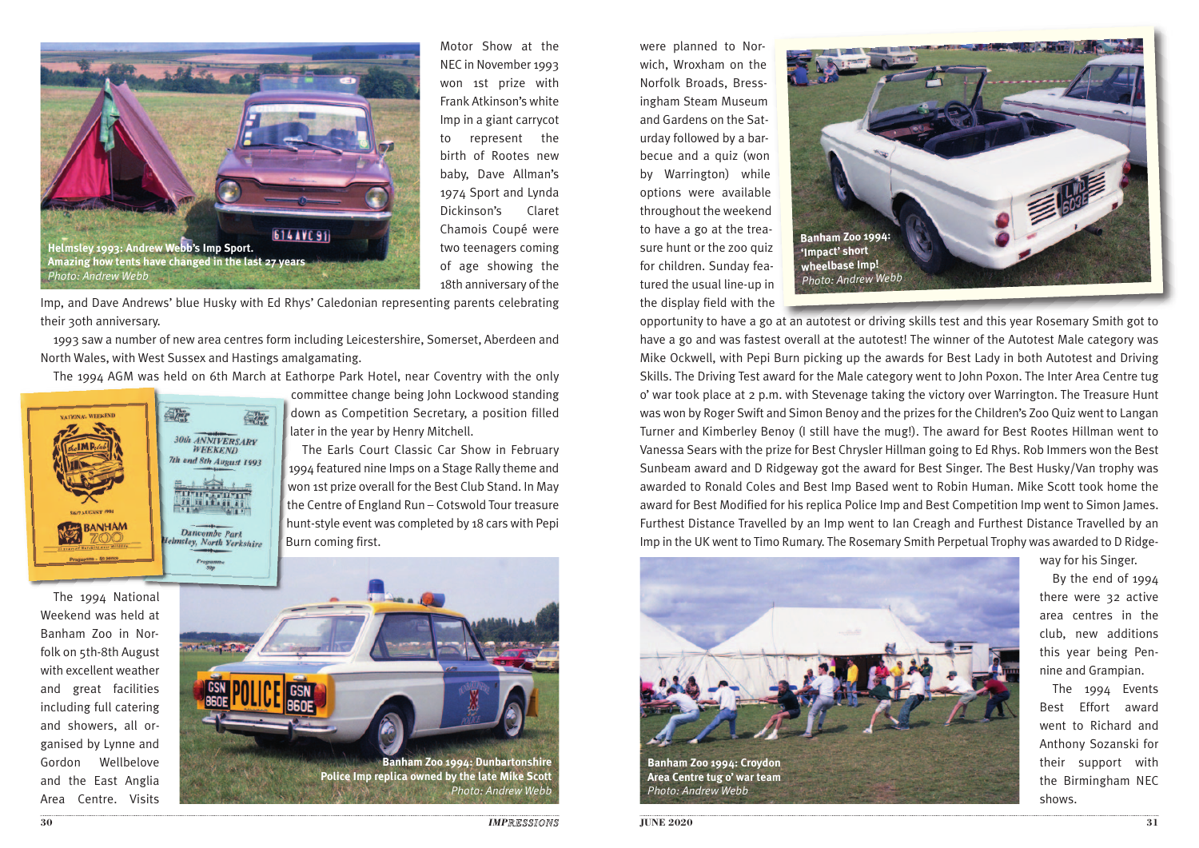Motor Show at the NEC in November 1993 won 1st prize with Frank Atkinson's white Imp in a giant carrycot to represent the birth of Rootes new baby, Dave Allman's 1974 Sport and Lynda Dickinson's Claret Chamois Coupé were two teenagers coming of age showing the 18th anniversary of the Imp, and Dave Andrews' blue Husky with Ed Rhys' Caledonian representing parents celebrating their 30th anniversary.

Helmsley 1993: Andrew Webb's Imp Sport. Amazing how tents have changed in the last 27 years
*Photo: Andrew Webb*

1993 saw a number of new area centres form including Leicestershire, Somerset, Aberdeen and North Wales, with West Sussex and Hastings amalgamating.

The 1994 AGM was held on 6th March at Eathorpe Park Hotel, near Coventry with the only committee change being John Lockwood standing down as Competition Secretary, a position filled later in the year by Henry Mitchell.

The Earls Court Classic Car Show in February 1994 featured nine Imps on a Stage Rally theme and won 1st prize overall for the Best Club Stand. In May the Centre of England Run – Cotswold Tour treasure hunt-style event was completed by 18 cars with Pepi Burn coming first.

The 1994 National Weekend was held at Banham Zoo in Norfolk on 5th-8th August with excellent weather and great facilities including full catering and showers, all organised by Lynne and Gordon Wellbelove and the East Anglia Area Centre. Visits were planned to Norwich, Wroxham on the Norfolk Broads, Bressingham Steam Museum and Gardens on the Saturday followed by a barbecue and a quiz (won by Warrington) while options were available throughout the weekend to have a go at the treasure hunt or the zoo quiz for children. Sunday featured the usual line-up in the display field with the opportunity to have a go at an autotest or driving skills test and this year Rosemary Smith got to have a go and was fastest overall at the autotest! The winner of the Autotest Male category was Mike Ockwell, with Pepi Burn picking up the awards for Best Lady in both Autotest and Driving Skills. The Driving Test award for the Male category went to John Poxon. The Inter Area Centre tug o' war took place at 2 p.m. with Stevenage taking the victory over Warrington. The Treasure Hunt was won by Roger Swift and Simon Benoy and the prizes for the Children's Zoo Quiz went to Langan Turner and Kimberley Benoy (I still have the mug!). The award for Best Rootes Hillman went to Vanessa Sears with the prize for Best Chrysler Hillman going to Ed Rhys. Rob Immers won the Best Sunbeam award and D Ridgeway got the award for Best Singer. The Best Husky/Van trophy was awarded to Ronald Coles and Best Imp Based went to Robin Human. Mike Scott took home the award for Best Modified for his replica Police Imp and Best Competition Imp went to Simon James. Furthest Distance Travelled by an Imp went to Ian Creagh and Furthest Distance Travelled by an Imp in the UK went to Timo Rumary. The Rosemary Smith Perpetual Trophy was awarded to D Ridgeway for his Singer.

Banham Zoo 1994: Dunbartonshire Police Imp replica owned by the late Mike Scott
*Photo: Andrew Webb*

Banham Zoo 1994: 'Impact' short wheelbase Imp!
*Photo: Andrew Webb*

Banham Zoo 1994: Croydon Area Centre tug o' war team
*Photo: Andrew Webb*

By the end of 1994 there were 32 active area centres in the club, new additions this year being Pennine and Grampian.

The 1994 Events Best Effort award went to Richard and Anthony Sozanski for their support with the Birmingham NEC shows.